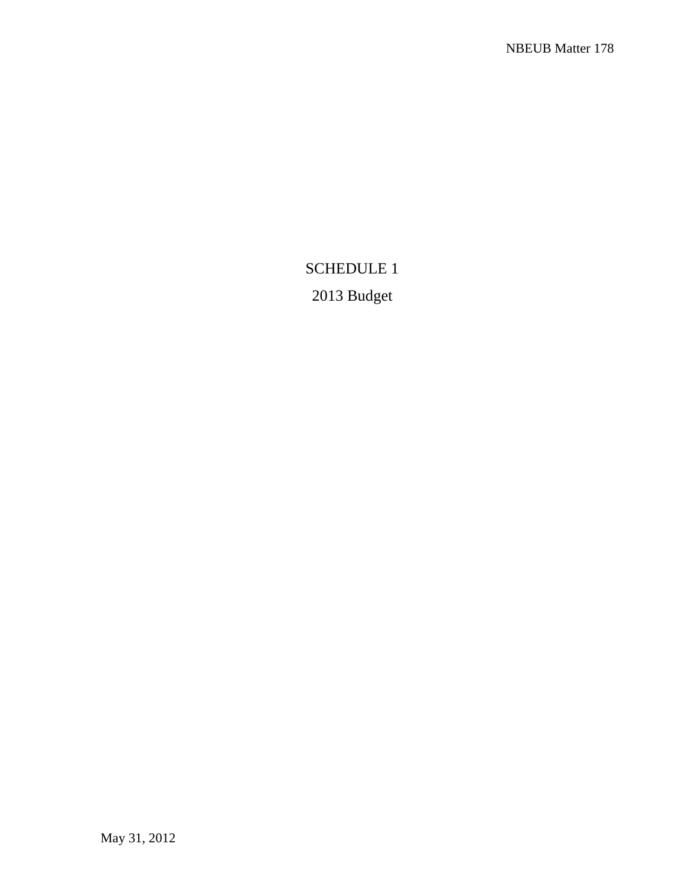# SCHEDULE 1

## 2013 Budget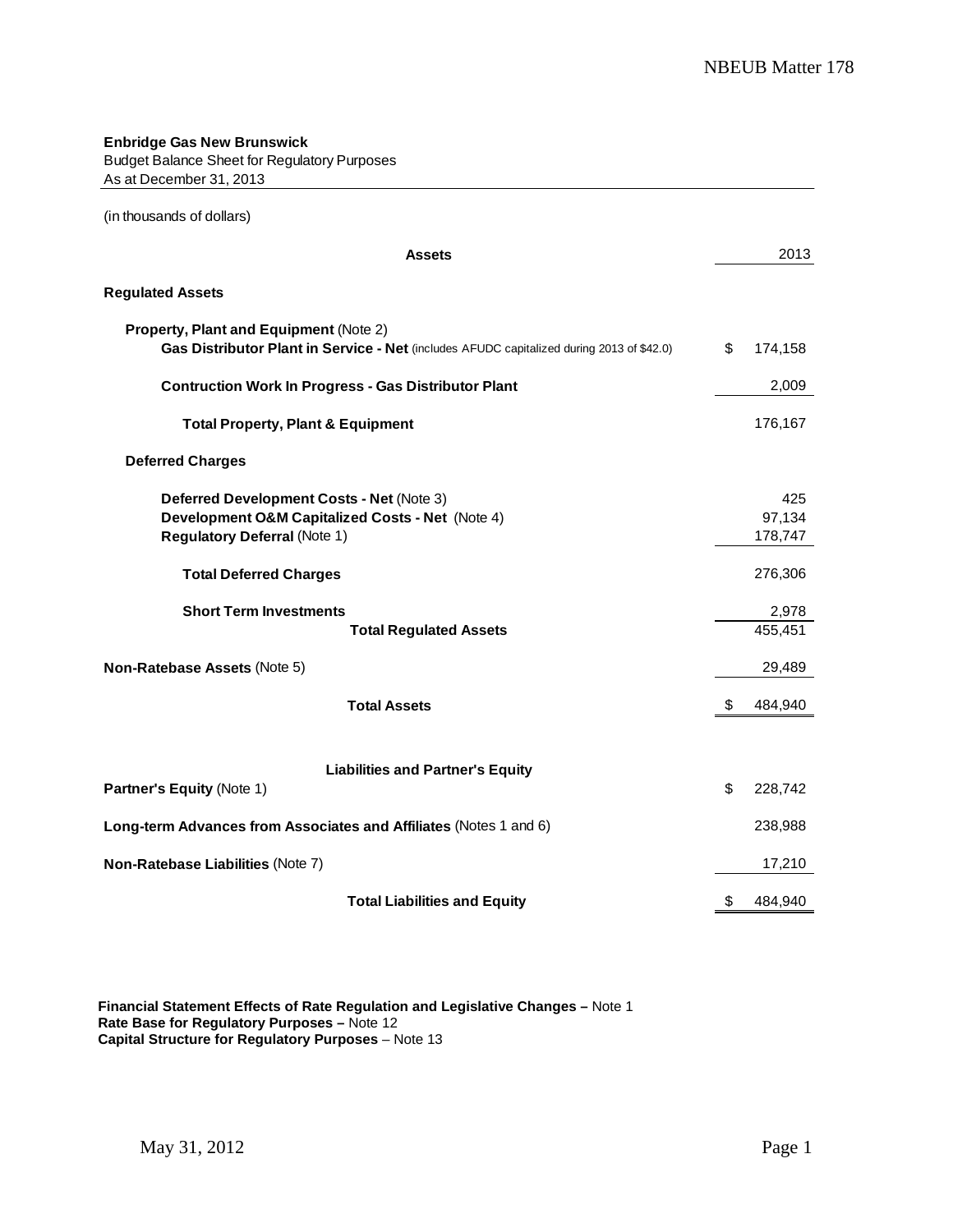**Enbridge Gas New Brunswick**
Budget Balance Sheet for Regulatory Purposes
As at December 31, 2013

(in thousands of dollars)

| **Assets** | 2013 |
|---|---|
| **Regulated Assets** | |
| **Property, Plant and Equipment** (Note 2) | |
| **Gas Distributor Plant in Service - Net** (includes AFUDC capitalized during 2013 of $42.0) | $ 174,158 |
| **Contruction Work In Progress - Gas Distributor Plant** | 2,009 |
| **Total Property, Plant & Equipment** | 176,167 |
| **Deferred Charges** | |
| **Deferred Development Costs - Net** (Note 3) | 425 |
| **Development O&M Capitalized Costs - Net** (Note 4) | 97,134 |
| **Regulatory Deferral** (Note 1) | 178,747 |
| **Total Deferred Charges** | 276,306 |
| **Short Term Investments** | 2,978 |
| **Total Regulated Assets** | 455,451 |
| **Non-Ratebase Assets** (Note 5) | 29,489 |
| **Total Assets** | $ 484,940 |
| **Liabilities and Partner's Equity** | |
| **Partner's Equity** (Note 1) | $ 228,742 |
| **Long-term Advances from Associates and Affiliates** (Notes 1 and 6) | 238,988 |
| **Non-Ratebase Liabilities** (Note 7) | 17,210 |
| **Total Liabilities and Equity** | $ 484,940 |

**Financial Statement Effects of Rate Regulation and Legislative Changes –** Note 1
**Rate Base for Regulatory Purposes –** Note 12
**Capital Structure for Regulatory Purposes** – Note 13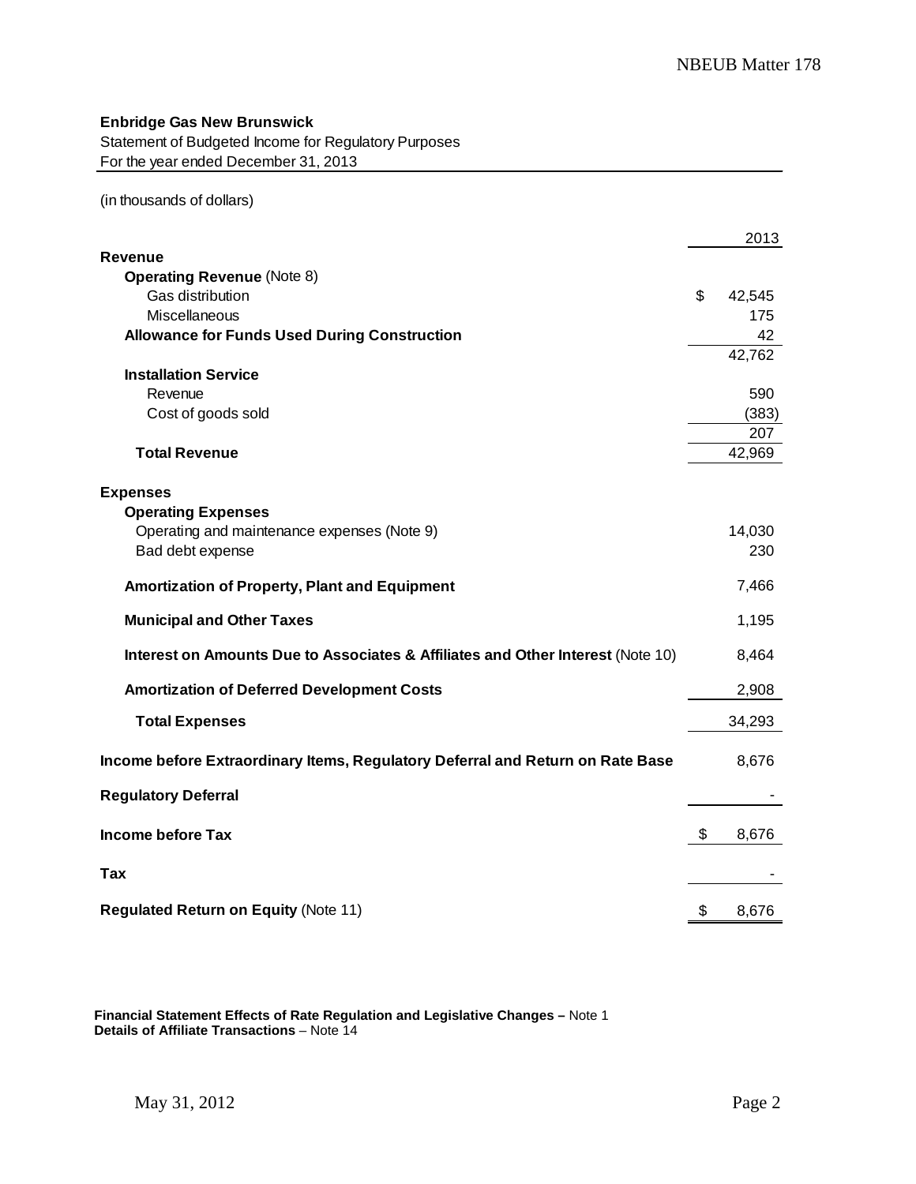**Enbridge Gas New Brunswick**

Statement of Budgeted Income for Regulatory Purposes

For the year ended December 31, 2013

(in thousands of dollars)

| | 2013 |
|---|---|
| **Revenue** | |
| **Operating Revenue** (Note 8) | |
| Gas distribution | $ 42,545 |
| Miscellaneous | 175 |
| **Allowance for Funds Used During Construction** | 42 |
| | 42,762 |
| **Installation Service** | |
| Revenue | 590 |
| Cost of goods sold | (383) |
| | 207 |
| **Total Revenue** | 42,969 |
| | |
| **Expenses** | |
| **Operating Expenses** | |
| Operating and maintenance expenses (Note 9) | 14,030 |
| Bad debt expense | 230 |
| **Amortization of Property, Plant and Equipment** | 7,466 |
| **Municipal and Other Taxes** | 1,195 |
| **Interest on Amounts Due to Associates & Affiliates and Other Interest** (Note 10) | 8,464 |
| **Amortization of Deferred Development Costs** | 2,908 |
| **Total Expenses** | 34,293 |
| | |
| **Income before Extraordinary Items, Regulatory Deferral and Return on Rate Base** | 8,676 |
| **Regulatory Deferral** | - |
| **Income before Tax** | $ 8,676 |
| **Tax** | - |
| **Regulated Return on Equity** (Note 11) | $ 8,676 |

**Financial Statement Effects of Rate Regulation and Legislative Changes –** Note 1
**Details of Affiliate Transactions** – Note 14

May 31, 2012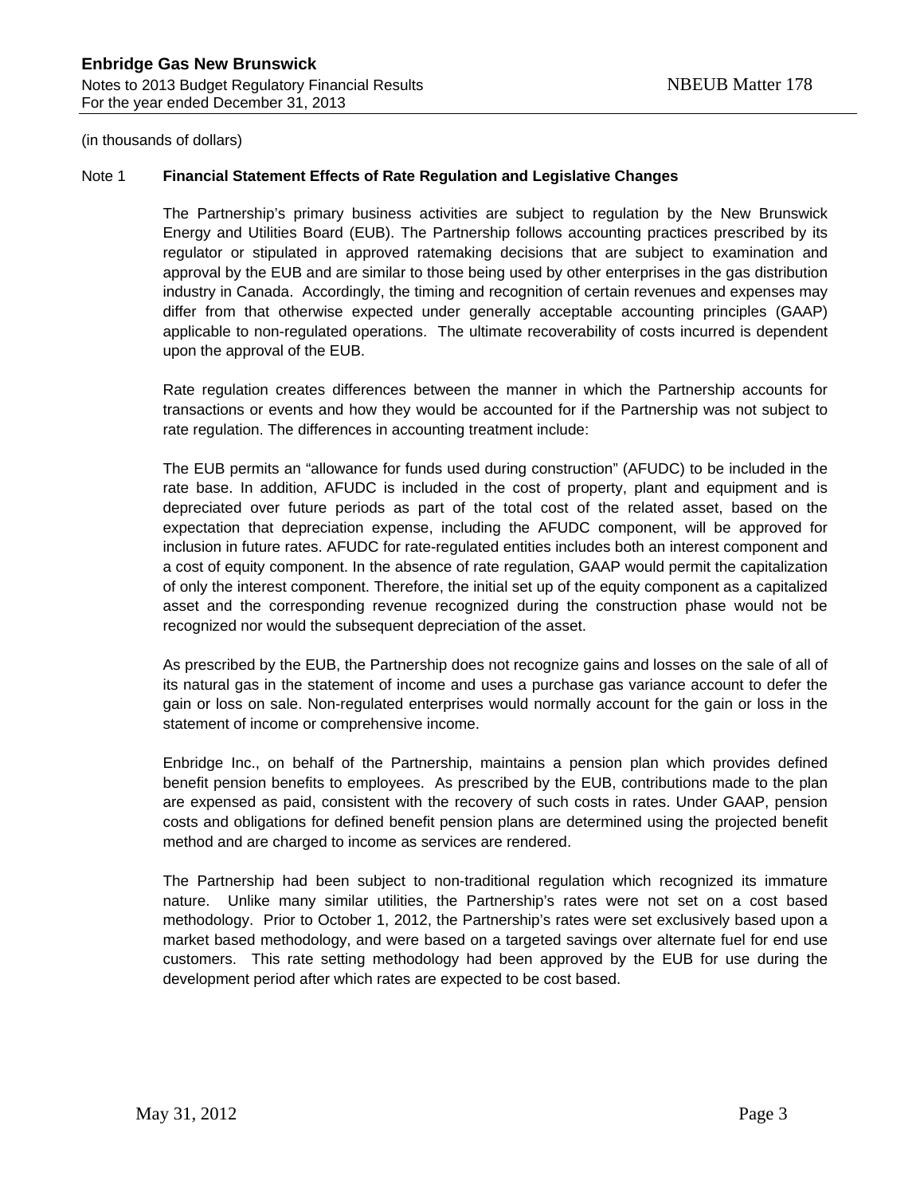(in thousands of dollars)

Note 1 **Financial Statement Effects of Rate Regulation and Legislative Changes**

The Partnership's primary business activities are subject to regulation by the New Brunswick Energy and Utilities Board (EUB). The Partnership follows accounting practices prescribed by its regulator or stipulated in approved ratemaking decisions that are subject to examination and approval by the EUB and are similar to those being used by other enterprises in the gas distribution industry in Canada. Accordingly, the timing and recognition of certain revenues and expenses may differ from that otherwise expected under generally acceptable accounting principles (GAAP) applicable to non-regulated operations. The ultimate recoverability of costs incurred is dependent upon the approval of the EUB.

Rate regulation creates differences between the manner in which the Partnership accounts for transactions or events and how they would be accounted for if the Partnership was not subject to rate regulation. The differences in accounting treatment include:

The EUB permits an "allowance for funds used during construction" (AFUDC) to be included in the rate base. In addition, AFUDC is included in the cost of property, plant and equipment and is depreciated over future periods as part of the total cost of the related asset, based on the expectation that depreciation expense, including the AFUDC component, will be approved for inclusion in future rates. AFUDC for rate-regulated entities includes both an interest component and a cost of equity component. In the absence of rate regulation, GAAP would permit the capitalization of only the interest component. Therefore, the initial set up of the equity component as a capitalized asset and the corresponding revenue recognized during the construction phase would not be recognized nor would the subsequent depreciation of the asset.

As prescribed by the EUB, the Partnership does not recognize gains and losses on the sale of all of its natural gas in the statement of income and uses a purchase gas variance account to defer the gain or loss on sale. Non-regulated enterprises would normally account for the gain or loss in the statement of income or comprehensive income.

Enbridge Inc., on behalf of the Partnership, maintains a pension plan which provides defined benefit pension benefits to employees. As prescribed by the EUB, contributions made to the plan are expensed as paid, consistent with the recovery of such costs in rates. Under GAAP, pension costs and obligations for defined benefit pension plans are determined using the projected benefit method and are charged to income as services are rendered.

The Partnership had been subject to non-traditional regulation which recognized its immature nature. Unlike many similar utilities, the Partnership's rates were not set on a cost based methodology. Prior to October 1, 2012, the Partnership's rates were set exclusively based upon a market based methodology, and were based on a targeted savings over alternate fuel for end use customers. This rate setting methodology had been approved by the EUB for use during the development period after which rates are expected to be cost based.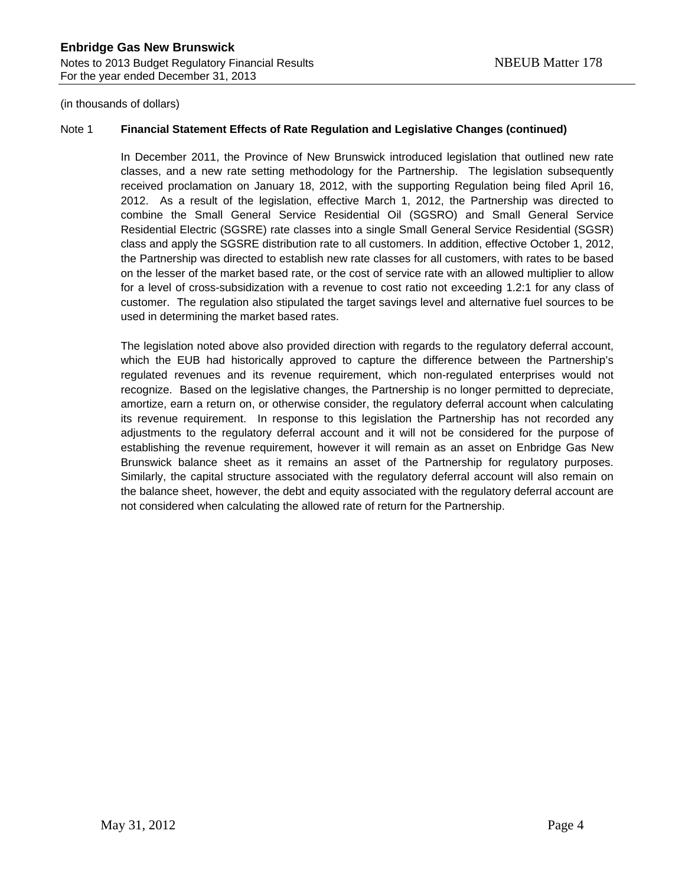(in thousands of dollars)

Note 1 **Financial Statement Effects of Rate Regulation and Legislative Changes (continued)**

In December 2011, the Province of New Brunswick introduced legislation that outlined new rate classes, and a new rate setting methodology for the Partnership. The legislation subsequently received proclamation on January 18, 2012, with the supporting Regulation being filed April 16, 2012. As a result of the legislation, effective March 1, 2012, the Partnership was directed to combine the Small General Service Residential Oil (SGSRO) and Small General Service Residential Electric (SGSRE) rate classes into a single Small General Service Residential (SGSR) class and apply the SGSRE distribution rate to all customers. In addition, effective October 1, 2012, the Partnership was directed to establish new rate classes for all customers, with rates to be based on the lesser of the market based rate, or the cost of service rate with an allowed multiplier to allow for a level of cross-subsidization with a revenue to cost ratio not exceeding 1.2:1 for any class of customer. The regulation also stipulated the target savings level and alternative fuel sources to be used in determining the market based rates.

The legislation noted above also provided direction with regards to the regulatory deferral account, which the EUB had historically approved to capture the difference between the Partnership's regulated revenues and its revenue requirement, which non-regulated enterprises would not recognize. Based on the legislative changes, the Partnership is no longer permitted to depreciate, amortize, earn a return on, or otherwise consider, the regulatory deferral account when calculating its revenue requirement. In response to this legislation the Partnership has not recorded any adjustments to the regulatory deferral account and it will not be considered for the purpose of establishing the revenue requirement, however it will remain as an asset on Enbridge Gas New Brunswick balance sheet as it remains an asset of the Partnership for regulatory purposes. Similarly, the capital structure associated with the regulatory deferral account will also remain on the balance sheet, however, the debt and equity associated with the regulatory deferral account are not considered when calculating the allowed rate of return for the Partnership.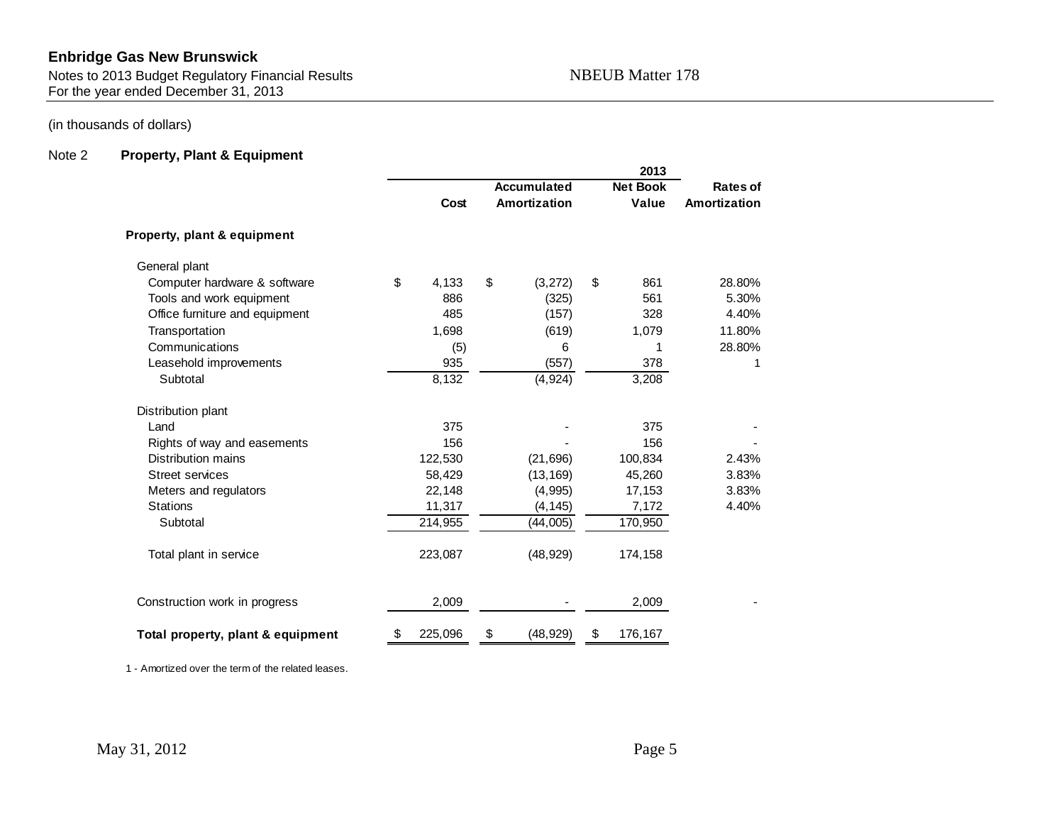**Enbridge Gas New Brunswick**
Notes to 2013 Budget Regulatory Financial Results
For the year ended December 31, 2013

NBEUB Matter 178

(in thousands of dollars)

## Note 2 Property, Plant & Equipment

| | | | 2013 | |
|---|---|---|---|---|
| | Cost | Accumulated Amortization | Net Book Value | Rates of Amortization |
| **Property, plant & equipment** | | | | |
| General plant | | | | |
| Computer hardware & software | $ 4,133 | $ (3,272) | $ 861 | 28.80% |
| Tools and work equipment | 886 | (325) | 561 | 5.30% |
| Office furniture and equipment | 485 | (157) | 328 | 4.40% |
| Transportation | 1,698 | (619) | 1,079 | 11.80% |
| Communications | (5) | 6 | 1 | 28.80% |
| Leasehold improvements | 935 | (557) | 378 | 1 |
| Subtotal | 8,132 | (4,924) | 3,208 | |
| Distribution plant | | | | |
| Land | 375 | - | 375 | - |
| Rights of way and easements | 156 | - | 156 | - |
| Distribution mains | 122,530 | (21,696) | 100,834 | 2.43% |
| Street services | 58,429 | (13,169) | 45,260 | 3.83% |
| Meters and regulators | 22,148 | (4,995) | 17,153 | 3.83% |
| Stations | 11,317 | (4,145) | 7,172 | 4.40% |
| Subtotal | 214,955 | (44,005) | 170,950 | |
| Total plant in service | 223,087 | (48,929) | 174,158 | |
| Construction work in progress | 2,009 | - | 2,009 | - |
| **Total property, plant & equipment** | $ 225,096 | $ (48,929) | $ 176,167 | |

1 - Amortized over the term of the related leases.

May 31, 2012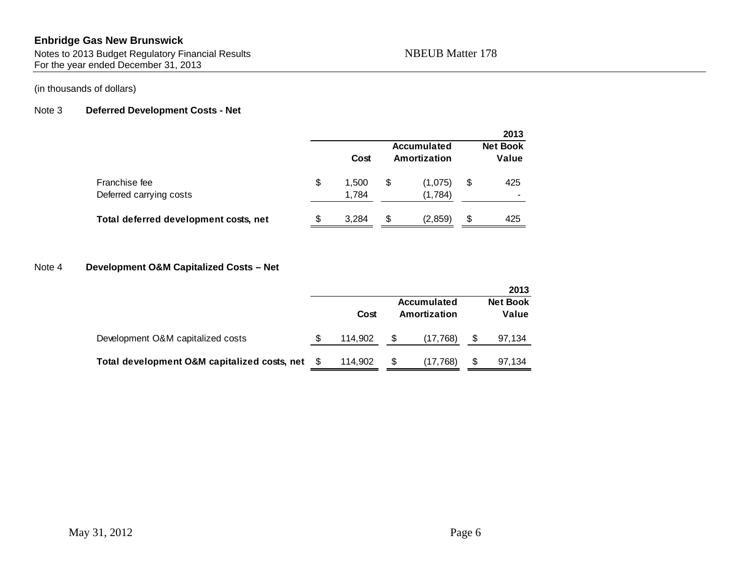**Enbridge Gas New Brunswick**
Notes to 2013 Budget Regulatory Financial Results
For the year ended December 31, 2013

NBEUB Matter 178

(in thousands of dollars)

Note 3 **Deferred Development Costs - Net**

| | | | 2013 |
|---|---|---|---|
| | Cost | Accumulated Amortization | Net Book Value |
| Franchise fee | $ 1,500 | $ (1,075) | $ 425 |
| Deferred carrying costs | 1,784 | (1,784) | - |
| **Total deferred development costs, net** | $ 3,284 | $ (2,859) | $ 425 |

Note 4 **Development O&M Capitalized Costs – Net**

| | | | 2013 |
|---|---|---|---|
| | Cost | Accumulated Amortization | Net Book Value |
| Development O&M capitalized costs | $ 114,902 | $ (17,768) | $ 97,134 |
| **Total development O&M capitalized costs, net** | $ 114,902 | $ (17,768) | $ 97,134 |

May 31, 2012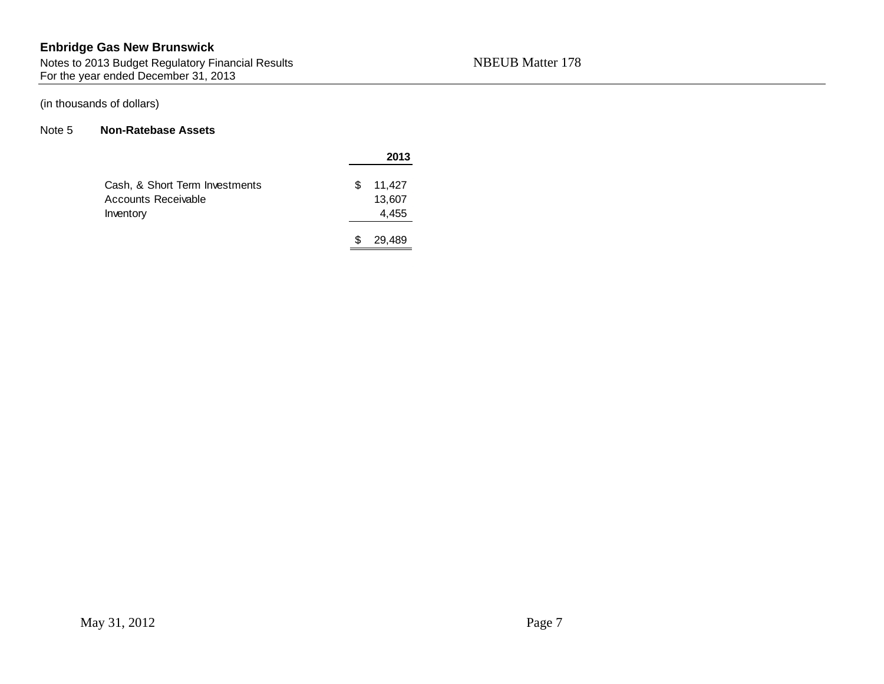(in thousands of dollars)

## Note 5 Non-Ratebase Assets

| | 2013 |
|---|---|
| Cash, & Short Term Investments | $ 11,427 |
| Accounts Receivable | 13,607 |
| Inventory | 4,455 |
| | $ 29,489 |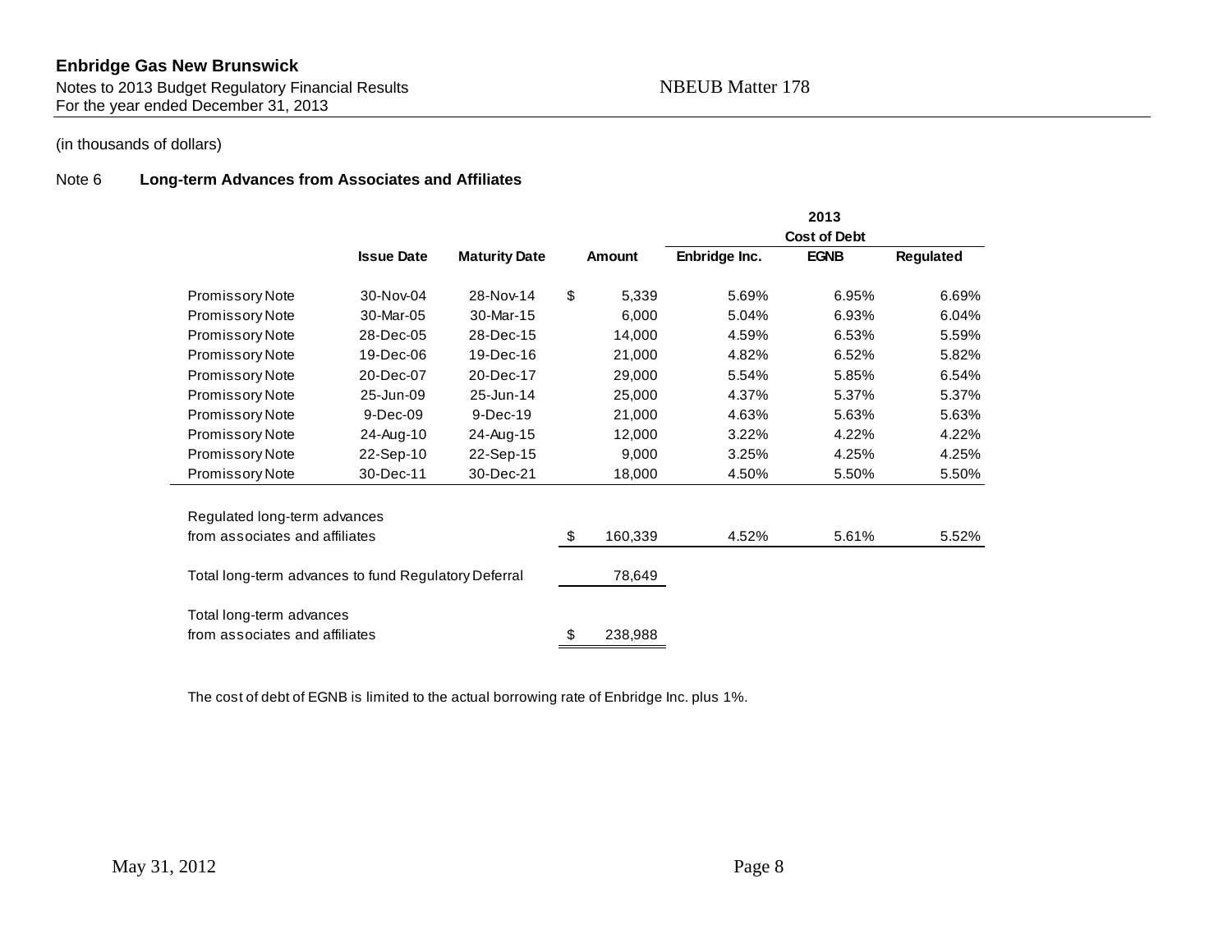**Enbridge Gas New Brunswick**
Notes to 2013 Budget Regulatory Financial Results
For the year ended December 31, 2013

NBEUB Matter 178

(in thousands of dollars)

## Note 6 Long-term Advances from Associates and Affiliates

| | | | | 2013 | | |
|---|---|---|---|---|---|---|
| | | | | Cost of Debt | | |
| | Issue Date | Maturity Date | Amount | Enbridge Inc. | EGNB | Regulated |
| Promissory Note | 30-Nov-04 | 28-Nov-14 | $ 5,339 | 5.69% | 6.95% | 6.69% |
| Promissory Note | 30-Mar-05 | 30-Mar-15 | 6,000 | 5.04% | 6.93% | 6.04% |
| Promissory Note | 28-Dec-05 | 28-Dec-15 | 14,000 | 4.59% | 6.53% | 5.59% |
| Promissory Note | 19-Dec-06 | 19-Dec-16 | 21,000 | 4.82% | 6.52% | 5.82% |
| Promissory Note | 20-Dec-07 | 20-Dec-17 | 29,000 | 5.54% | 5.85% | 6.54% |
| Promissory Note | 25-Jun-09 | 25-Jun-14 | 25,000 | 4.37% | 5.37% | 5.37% |
| Promissory Note | 9-Dec-09 | 9-Dec-19 | 21,000 | 4.63% | 5.63% | 5.63% |
| Promissory Note | 24-Aug-10 | 24-Aug-15 | 12,000 | 3.22% | 4.22% | 4.22% |
| Promissory Note | 22-Sep-10 | 22-Sep-15 | 9,000 | 3.25% | 4.25% | 4.25% |
| Promissory Note | 30-Dec-11 | 30-Dec-21 | 18,000 | 4.50% | 5.50% | 5.50% |
| Regulated long-term advances from associates and affiliates | | | $ 160,339 | 4.52% | 5.61% | 5.52% |
| Total long-term advances to fund Regulatory Deferral | | | 78,649 | | | |
| Total long-term advances from associates and affiliates | | | $ 238,988 | | | |

The cost of debt of EGNB is limited to the actual borrowing rate of Enbridge Inc. plus 1%.

May 31, 2012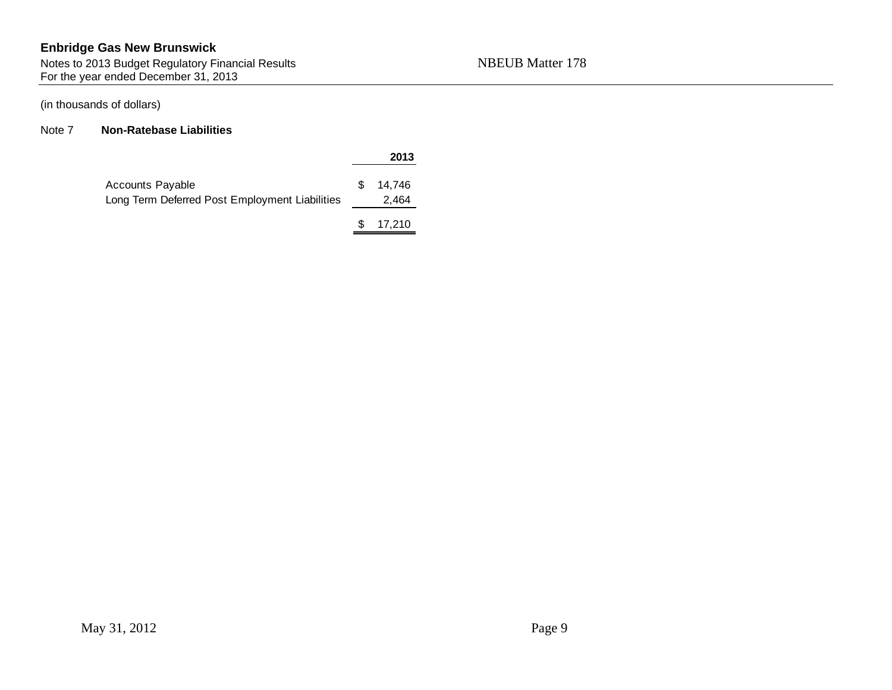(in thousands of dollars)

## Note 7 Non-Ratebase Liabilities

| | 2013 |
|---|---|
| Accounts Payable | $ 14,746 |
| Long Term Deferred Post Employment Liabilities | 2,464 |
| | $ 17,210 |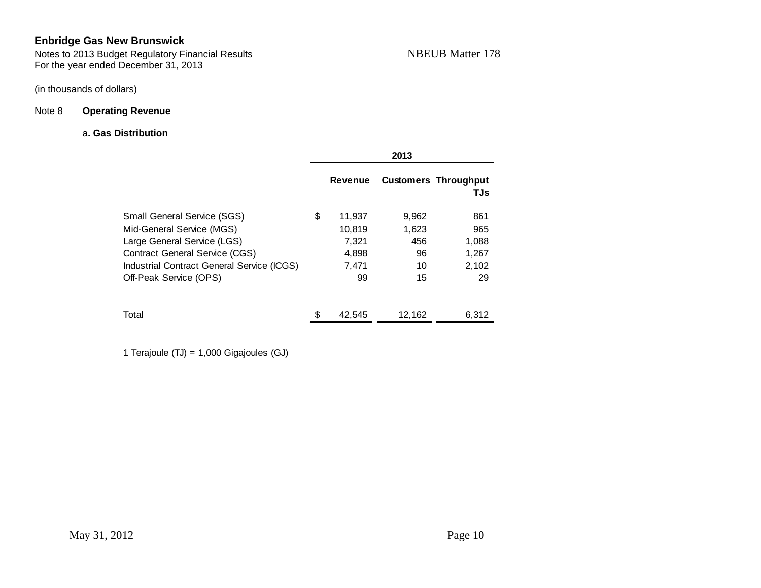(in thousands of dollars)

## Note 8 Operating Revenue

### a. Gas Distribution

| | 2013 | | |
|---|---|---|---|
| | Revenue | Customers | Throughput TJs |
| Small General Service (SGS) | $ 11,937 | 9,962 | 861 |
| Mid-General Service (MGS) | 10,819 | 1,623 | 965 |
| Large General Service (LGS) | 7,321 | 456 | 1,088 |
| Contract General Service (CGS) | 4,898 | 96 | 1,267 |
| Industrial Contract General Service (ICGS) | 7,471 | 10 | 2,102 |
| Off-Peak Service (OPS) | 99 | 15 | 29 |
| Total | $ 42,545 | 12,162 | 6,312 |

1 Terajoule (TJ) = 1,000 Gigajoules (GJ)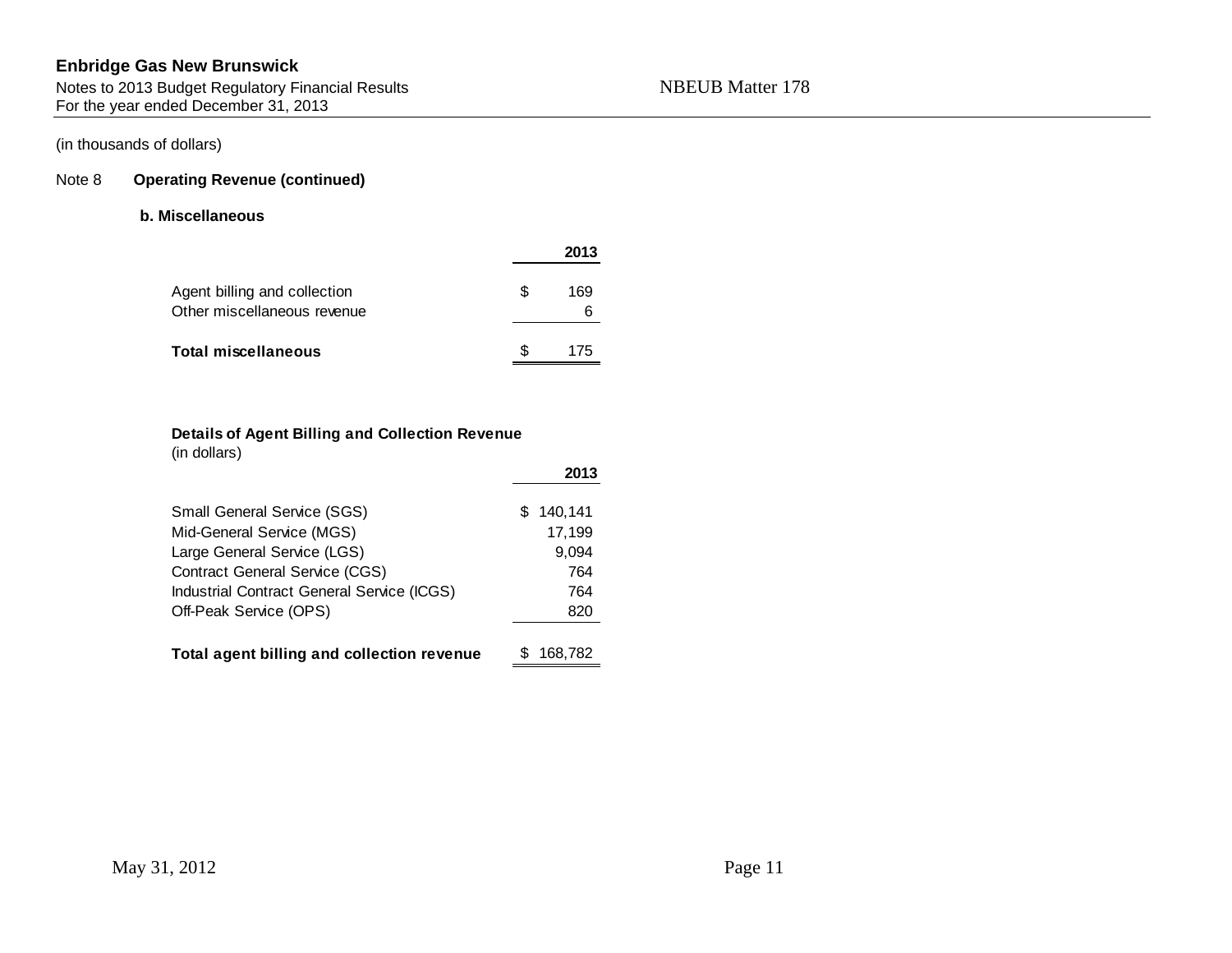(in thousands of dollars)

Note 8 **Operating Revenue (continued)**

**b. Miscellaneous**

| | 2013 |
|---|---|
| Agent billing and collection | $ 169 |
| Other miscellaneous revenue | 6 |
| **Total miscellaneous** | $ 175 |

**Details of Agent Billing and Collection Revenue**
(in dollars)

| | 2013 |
|---|---|
| Small General Service (SGS) | $ 140,141 |
| Mid-General Service (MGS) | 17,199 |
| Large General Service (LGS) | 9,094 |
| Contract General Service (CGS) | 764 |
| Industrial Contract General Service (ICGS) | 764 |
| Off-Peak Service (OPS) | 820 |
| **Total agent billing and collection revenue** | $ 168,782 |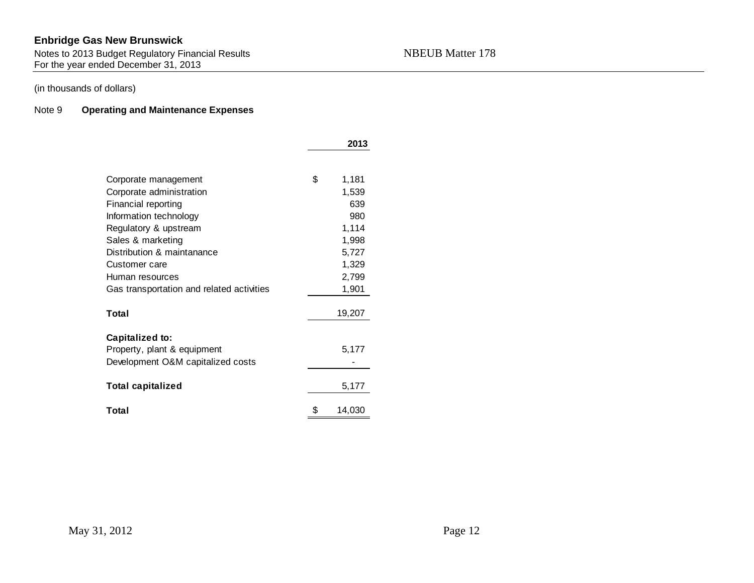**Enbridge Gas New Brunswick**
Notes to 2013 Budget Regulatory Financial Results
For the year ended December 31, 2013

NBEUB Matter 178

(in thousands of dollars)

Note 9 **Operating and Maintenance Expenses**

| | **2013** |
|---|---|
| Corporate management | $ 1,181 |
| Corporate administration | 1,539 |
| Financial reporting | 639 |
| Information technology | 980 |
| Regulatory & upstream | 1,114 |
| Sales & marketing | 1,998 |
| Distribution & maintanance | 5,727 |
| Customer care | 1,329 |
| Human resources | 2,799 |
| Gas transportation and related activities | 1,901 |
| **Total** | 19,207 |
| **Capitalized to:** | |
| Property, plant & equipment | 5,177 |
| Development O&M capitalized costs | - |
| **Total capitalized** | 5,177 |
| **Total** | $ 14,030 |

May 31, 2012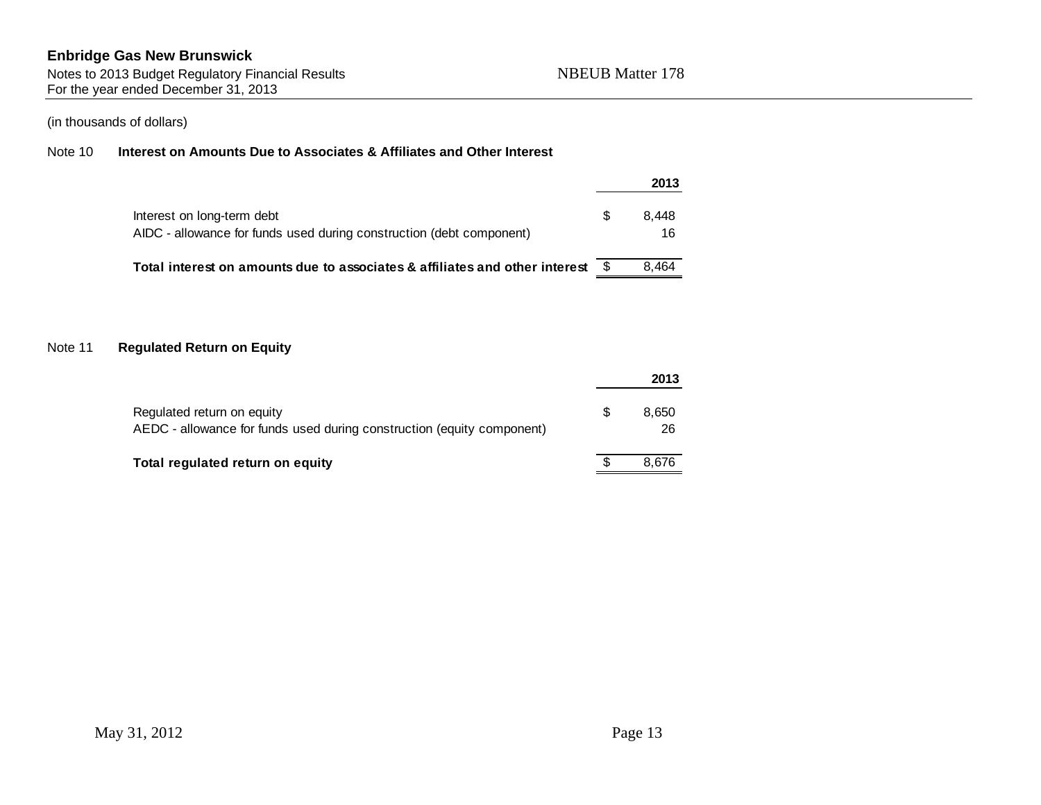(in thousands of dollars)

## Note 10 Interest on Amounts Due to Associates & Affiliates and Other Interest

| | 2013 |
|---|---|
| Interest on long-term debt | $ 8,448 |
| AIDC - allowance for funds used during construction (debt component) | 16 |
| **Total interest on amounts due to associates & affiliates and other interest** | $ 8,464 |

## Note 11 Regulated Return on Equity

| | 2013 |
|---|---|
| Regulated return on equity | $ 8,650 |
| AEDC - allowance for funds used during construction (equity component) | 26 |
| **Total regulated return on equity** | $ 8,676 |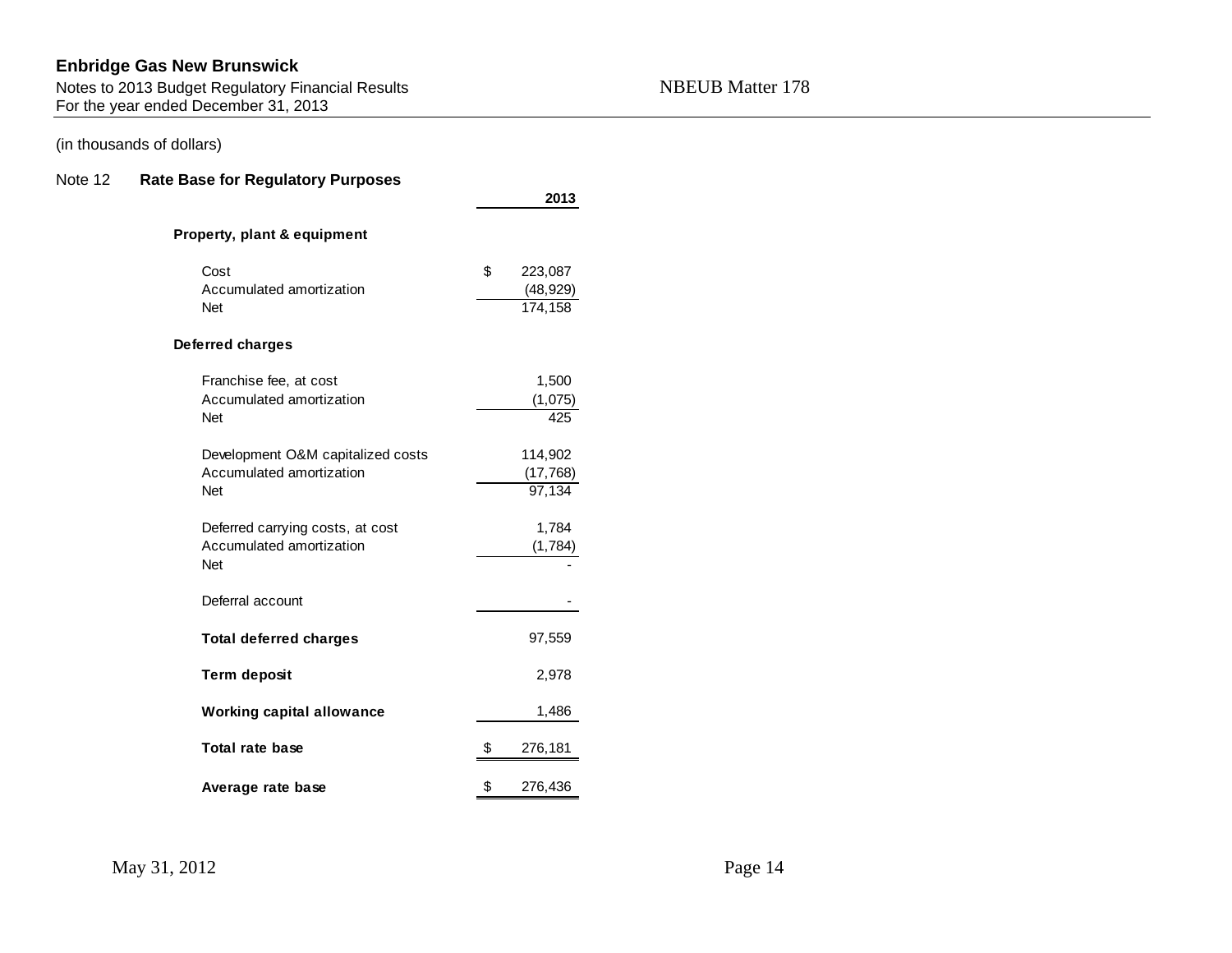**Enbridge Gas New Brunswick**
Notes to 2013 Budget Regulatory Financial Results
For the year ended December 31, 2013

NBEUB Matter 178

(in thousands of dollars)

## Note 12 Rate Base for Regulatory Purposes

| | 2013 |
|---|---|
| **Property, plant & equipment** | |
| Cost | $ 223,087 |
| Accumulated amortization | (48,929) |
| Net | 174,158 |
| **Deferred charges** | |
| Franchise fee, at cost | 1,500 |
| Accumulated amortization | (1,075) |
| Net | 425 |
| Development O&M capitalized costs | 114,902 |
| Accumulated amortization | (17,768) |
| Net | 97,134 |
| Deferred carrying costs, at cost | 1,784 |
| Accumulated amortization | (1,784) |
| Net | - |
| Deferral account | - |
| **Total deferred charges** | 97,559 |
| **Term deposit** | 2,978 |
| **Working capital allowance** | 1,486 |
| **Total rate base** | $ 276,181 |
| **Average rate base** | $ 276,436 |

May 31, 2012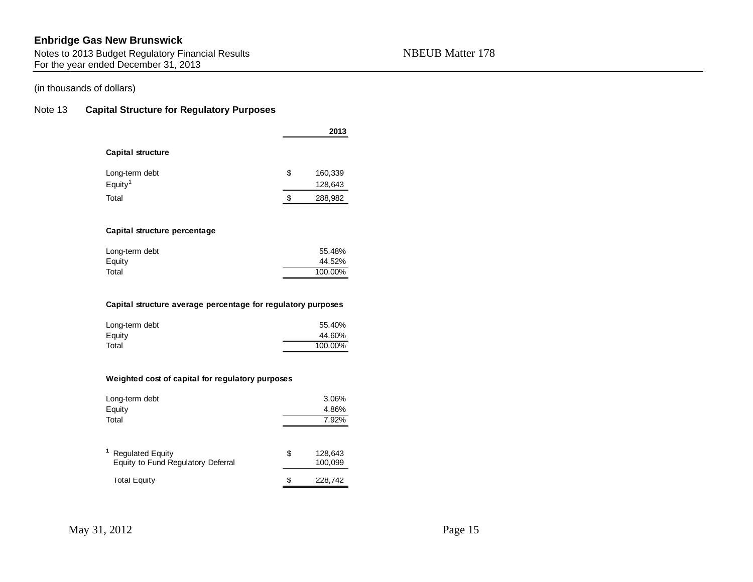**Enbridge Gas New Brunswick**
Notes to 2013 Budget Regulatory Financial Results
For the year ended December 31, 2013

NBEUB Matter 178

(in thousands of dollars)

## Note 13 Capital Structure for Regulatory Purposes

| | 2013 |
|---|---|
| **Capital structure** | |
| Long-term debt | $ 160,339 |
| Equity[1] | 128,643 |
| Total | $ 288,982 |
| | |
| **Capital structure percentage** | |
| Long-term debt | 55.48% |
| Equity | 44.52% |
| Total | 100.00% |
| | |
| **Capital structure average percentage for regulatory purposes** | |
| Long-term debt | 55.40% |
| Equity | 44.60% |
| Total | 100.00% |
| | |
| **Weighted cost of capital for regulatory purposes** | |
| Long-term debt | 3.06% |
| Equity | 4.86% |
| Total | 7.92% |

| [1] | |
|---|---|
| Regulated Equity | $ 128,643 |
| Equity to Fund Regulatory Deferral | 100,099 |
| Total Equity | $ 228,742 |

May 31, 2012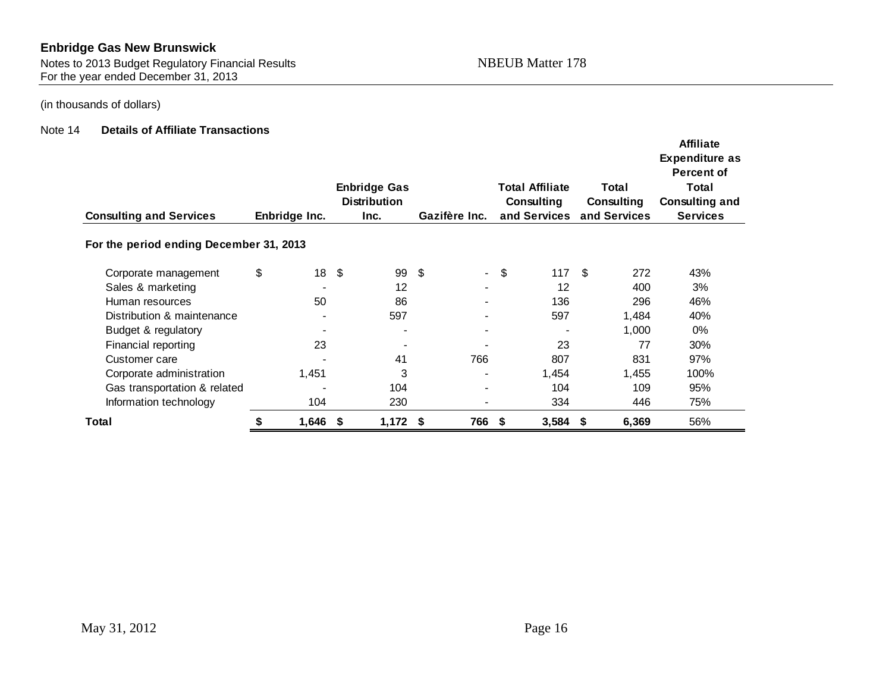**Enbridge Gas New Brunswick**
Notes to 2013 Budget Regulatory Financial Results
For the year ended December 31, 2013

NBEUB Matter 178

(in thousands of dollars)

Note 14 **Details of Affiliate Transactions**

| Consulting and Services | Enbridge Inc. | Enbridge Gas Distribution Inc. | Gazifère Inc. | Total Affiliate Consulting and Services | Total Consulting and Services | Affiliate Expenditure as Percent of Total Consulting and Services |
|---|---|---|---|---|---|---|
| **For the period ending December 31, 2013** | | | | | | |
| Corporate management | $ 18 | $ 99 | $ - | $ 117 | $ 272 | 43% |
| Sales & marketing | - | 12 | - | 12 | 400 | 3% |
| Human resources | 50 | 86 | - | 136 | 296 | 46% |
| Distribution & maintenance | - | 597 | - | 597 | 1,484 | 40% |
| Budget & regulatory | - | - | - | - | 1,000 | 0% |
| Financial reporting | 23 | - | - | 23 | 77 | 30% |
| Customer care | - | 41 | 766 | 807 | 831 | 97% |
| Corporate administration | 1,451 | 3 | - | 1,454 | 1,455 | 100% |
| Gas transportation & related | - | 104 | - | 104 | 109 | 95% |
| Information technology | 104 | 230 | - | 334 | 446 | 75% |
| **Total** | **$ 1,646** | **$ 1,172** | **$ 766** | **$ 3,584** | **$ 6,369** | 56% |

May 31, 2012